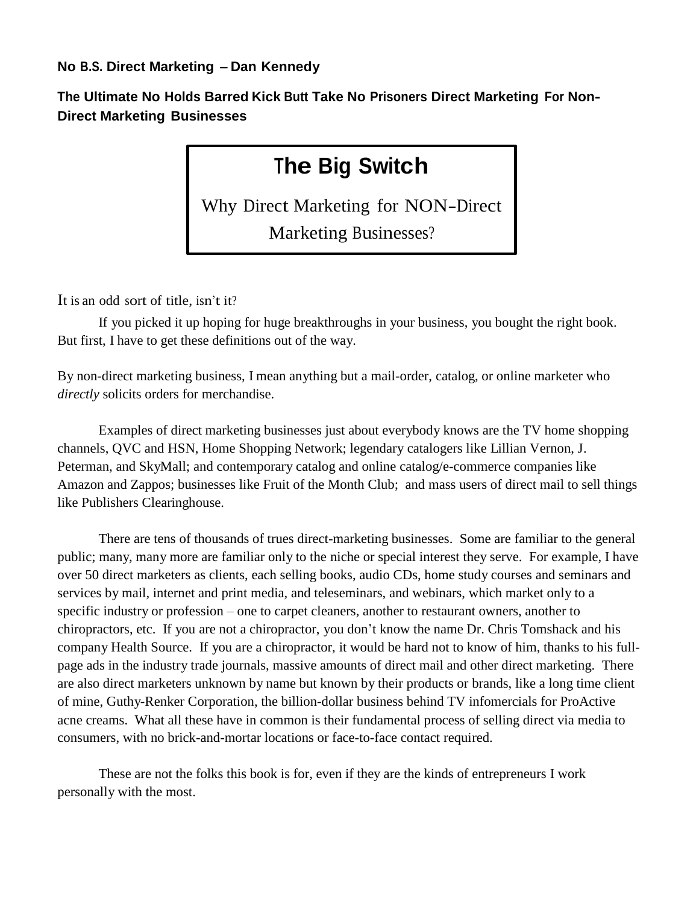**No B.S. Direct Marketing – Dan Kennedy**

**The Ultimate No Holds Barred Kick Butt Take No Prisoners Direct Marketing For Non-Direct Marketing Businesses**

# The Big Switch

Why Direct Marketing for NON-Direct Marketing Businesses?

It is an odd sort of title, isn't it?

If you picked it up hoping for huge breakthroughs in your business, you bought the right book. But first, I have to get these definitions out of the way.

By non-direct marketing business, I mean anything but a mail-order, catalog, or online marketer who *directly* solicits orders for merchandise.

Examples of direct marketing businesses just about everybody knows are the TV home shopping channels, QVC and HSN, Home Shopping Network; legendary catalogers like Lillian Vernon, J. Peterman, and SkyMall; and contemporary catalog and online catalog/e-commerce companies like Amazon and Zappos; businesses like Fruit of the Month Club; and mass users of direct mail to sell things like Publishers Clearinghouse.

There are tens of thousands of trues direct-marketing businesses. Some are familiar to the general public; many, many more are familiar only to the niche or special interest they serve. For example, I have over 50 direct marketers as clients, each selling books, audio CDs, home study courses and seminars and services by mail, internet and print media, and teleseminars, and webinars, which market only to a specific industry or profession – one to carpet cleaners, another to restaurant owners, another to chiropractors, etc. If you are not a chiropractor, you don't know the name Dr. Chris Tomshack and his company Health Source. If you are a chiropractor, it would be hard not to know of him, thanks to his full-page ads in the industry trade journals, massive amounts of direct mail and other direct marketing. There are also direct marketers unknown by name but known by their products or brands, like a long time client of mine, Guthy-Renker Corporation, the billion-dollar business behind TV infomercials for ProActive acne creams. What all these have in common is their fundamental process of selling direct via media to consumers, with no brick-and-mortar locations or face-to-face contact required.

These are not the folks this book is for, even if they are the kinds of entrepreneurs I work personally with the most.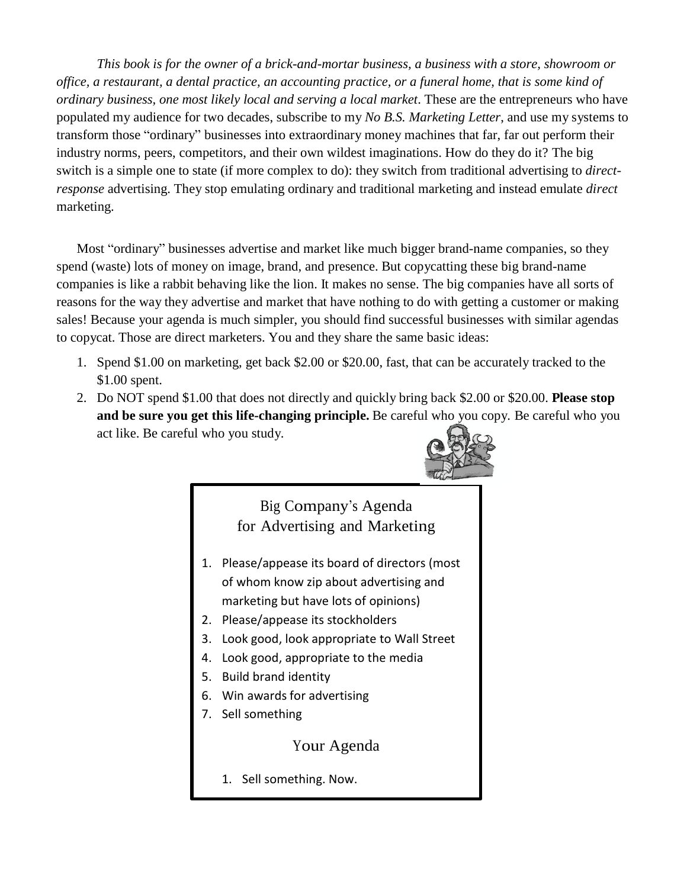*This book is for the owner of a brick-and-mortar business, a business with a store, showroom or office, a restaurant, a dental practice, an accounting practice, or a funeral home, that is some kind of ordinary business, one most likely local and serving a local market*. These are the entrepreneurs who have populated my audience for two decades, subscribe to my *No B.S. Marketing Letter*, and use my systems to transform those "ordinary" businesses into extraordinary money machines that far, far out perform their industry norms, peers, competitors, and their own wildest imaginations. How do they do it? The big switch is a simple one to state (if more complex to do): they switch from traditional advertising to *direct-response* advertising. They stop emulating ordinary and traditional marketing and instead emulate *direct* marketing.

Most "ordinary" businesses advertise and market like much bigger brand-name companies, so they spend (waste) lots of money on image, brand, and presence. But copycatting these big brand-name companies is like a rabbit behaving like the lion. It makes no sense. The big companies have all sorts of reasons for the way they advertise and market that have nothing to do with getting a customer or making sales! Because your agenda is much simpler, you should find successful businesses with similar agendas to copycat. Those are direct marketers. You and they share the same basic ideas:

1. Spend $1.00 on marketing, get back $2.00 or $20.00, fast, that can be accurately tracked to the $1.00 spent.
2. Do NOT spend $1.00 that does not directly and quickly bring back $2.00 or $20.00. **Please stop and be sure you get this life-changing principle.** Be careful who you copy. Be careful who you act like. Be careful who you study.

### Big Company's Agenda for Advertising and Marketing

1. Please/appease its board of directors (most of whom know zip about advertising and marketing but have lots of opinions)
2. Please/appease its stockholders
3. Look good, look appropriate to Wall Street
4. Look good, appropriate to the media
5. Build brand identity
6. Win awards for advertising
7. Sell something

### Your Agenda

1. Sell something. Now.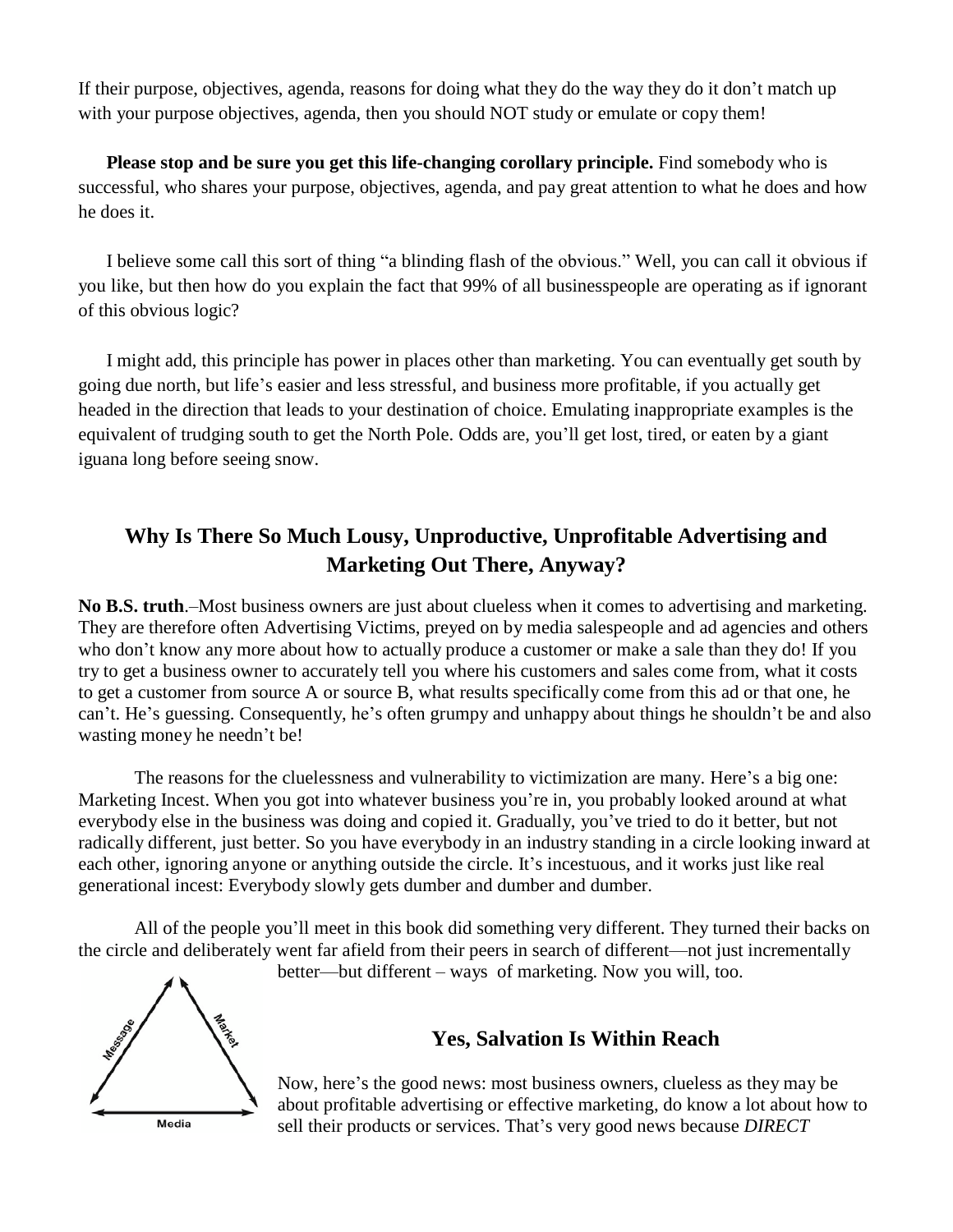If their purpose, objectives, agenda, reasons for doing what they do the way they do it don't match up with your purpose objectives, agenda, then you should NOT study or emulate or copy them!

**Please stop and be sure you get this life-changing corollary principle.** Find somebody who is successful, who shares your purpose, objectives, agenda, and pay great attention to what he does and how he does it.

I believe some call this sort of thing "a blinding flash of the obvious." Well, you can call it obvious if you like, but then how do you explain the fact that 99% of all businesspeople are operating as if ignorant of this obvious logic?

I might add, this principle has power in places other than marketing. You can eventually get south by going due north, but life's easier and less stressful, and business more profitable, if you actually get headed in the direction that leads to your destination of choice. Emulating inappropriate examples is the equivalent of trudging south to get the North Pole. Odds are, you'll get lost, tired, or eaten by a giant iguana long before seeing snow.

## Why Is There So Much Lousy, Unproductive, Unprofitable Advertising and Marketing Out There, Anyway?

**No B.S. truth**.–Most business owners are just about clueless when it comes to advertising and marketing. They are therefore often Advertising Victims, preyed on by media salespeople and ad agencies and others who don't know any more about how to actually produce a customer or make a sale than they do! If you try to get a business owner to accurately tell you where his customers and sales come from, what it costs to get a customer from source A or source B, what results specifically come from this ad or that one, he can't. He's guessing. Consequently, he's often grumpy and unhappy about things he shouldn't be and also wasting money he needn't be!

The reasons for the cluelessness and vulnerability to victimization are many. Here's a big one: Marketing Incest. When you got into whatever business you're in, you probably looked around at what everybody else in the business was doing and copied it. Gradually, you've tried to do it better, but not radically different, just better. So you have everybody in an industry standing in a circle looking inward at each other, ignoring anyone or anything outside the circle. It's incestuous, and it works just like real generational incest: Everybody slowly gets dumber and dumber and dumber.

All of the people you'll meet in this book did something very different. They turned their backs on the circle and deliberately went far afield from their peers in search of different—not just incrementally better—but different – ways of marketing. Now you will, too.

Message
Market
Media

### Yes, Salvation Is Within Reach

Now, here's the good news: most business owners, clueless as they may be about profitable advertising or effective marketing, do know a lot about how to sell their products or services. That's very good news because *DIRECT*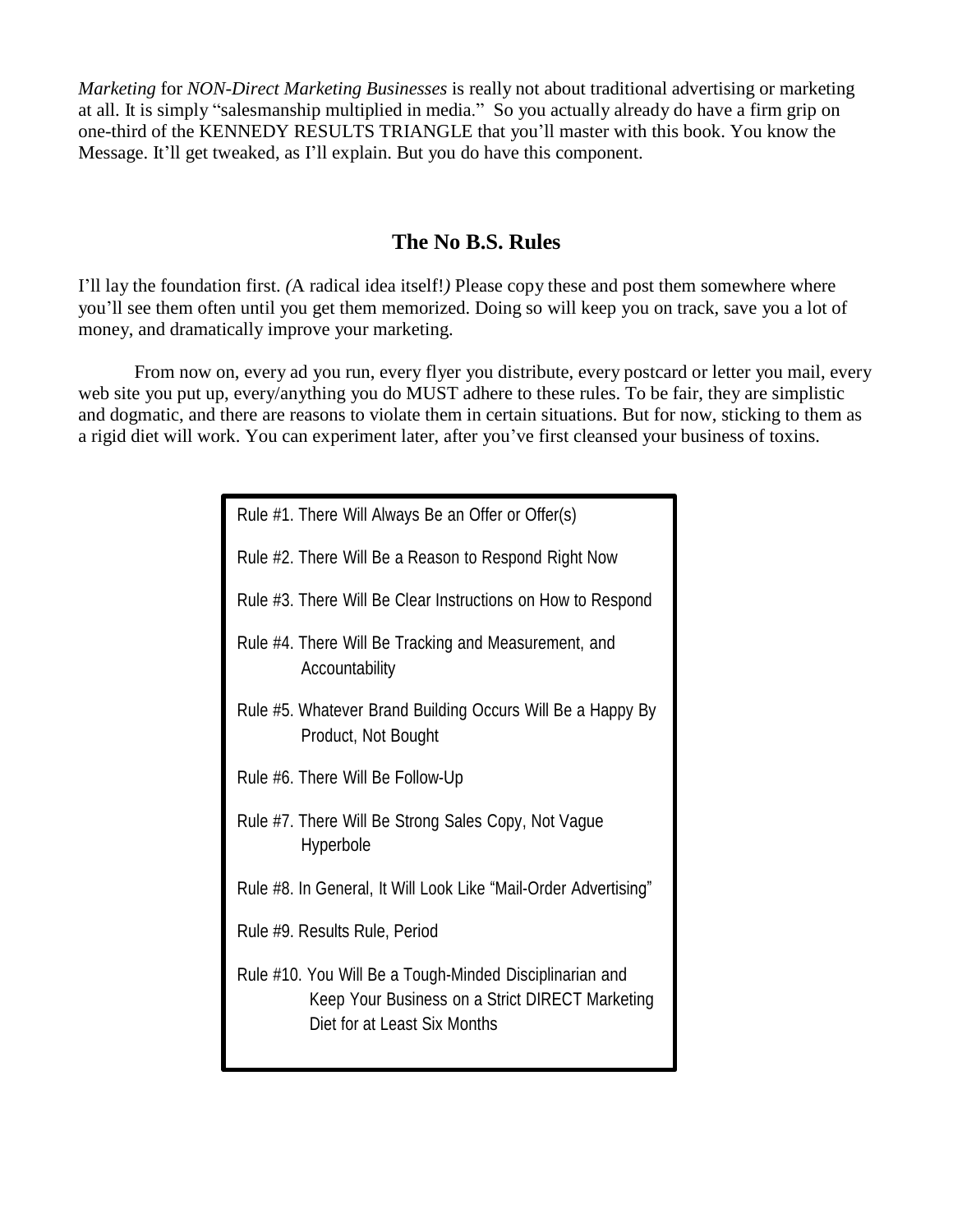*Marketing* for *NON-Direct Marketing Businesses* is really not about traditional advertising or marketing at all. It is simply "salesmanship multiplied in media." So you actually already do have a firm grip on one-third of the KENNEDY RESULTS TRIANGLE that you'll master with this book. You know the Message. It'll get tweaked, as I'll explain. But you do have this component.

## The No B.S. Rules

I'll lay the foundation first. *(*A radical idea itself!*)* Please copy these and post them somewhere where you'll see them often until you get them memorized. Doing so will keep you on track, save you a lot of money, and dramatically improve your marketing.

From now on, every ad you run, every flyer you distribute, every postcard or letter you mail, every web site you put up, every/anything you do MUST adhere to these rules. To be fair, they are simplistic and dogmatic, and there are reasons to violate them in certain situations. But for now, sticking to them as a rigid diet will work. You can experiment later, after you've first cleansed your business of toxins.

Rule #1. There Will Always Be an Offer or Offer(s)

Rule #2. There Will Be a Reason to Respond Right Now

Rule #3. There Will Be Clear Instructions on How to Respond

Rule #4. There Will Be Tracking and Measurement, and Accountability

Rule #5. Whatever Brand Building Occurs Will Be a Happy By Product, Not Bought

Rule #6. There Will Be Follow-Up

Rule #7. There Will Be Strong Sales Copy, Not Vague Hyperbole

Rule #8. In General, It Will Look Like "Mail-Order Advertising"

Rule #9. Results Rule, Period

Rule #10. You Will Be a Tough-Minded Disciplinarian and Keep Your Business on a Strict DIRECT Marketing Diet for at Least Six Months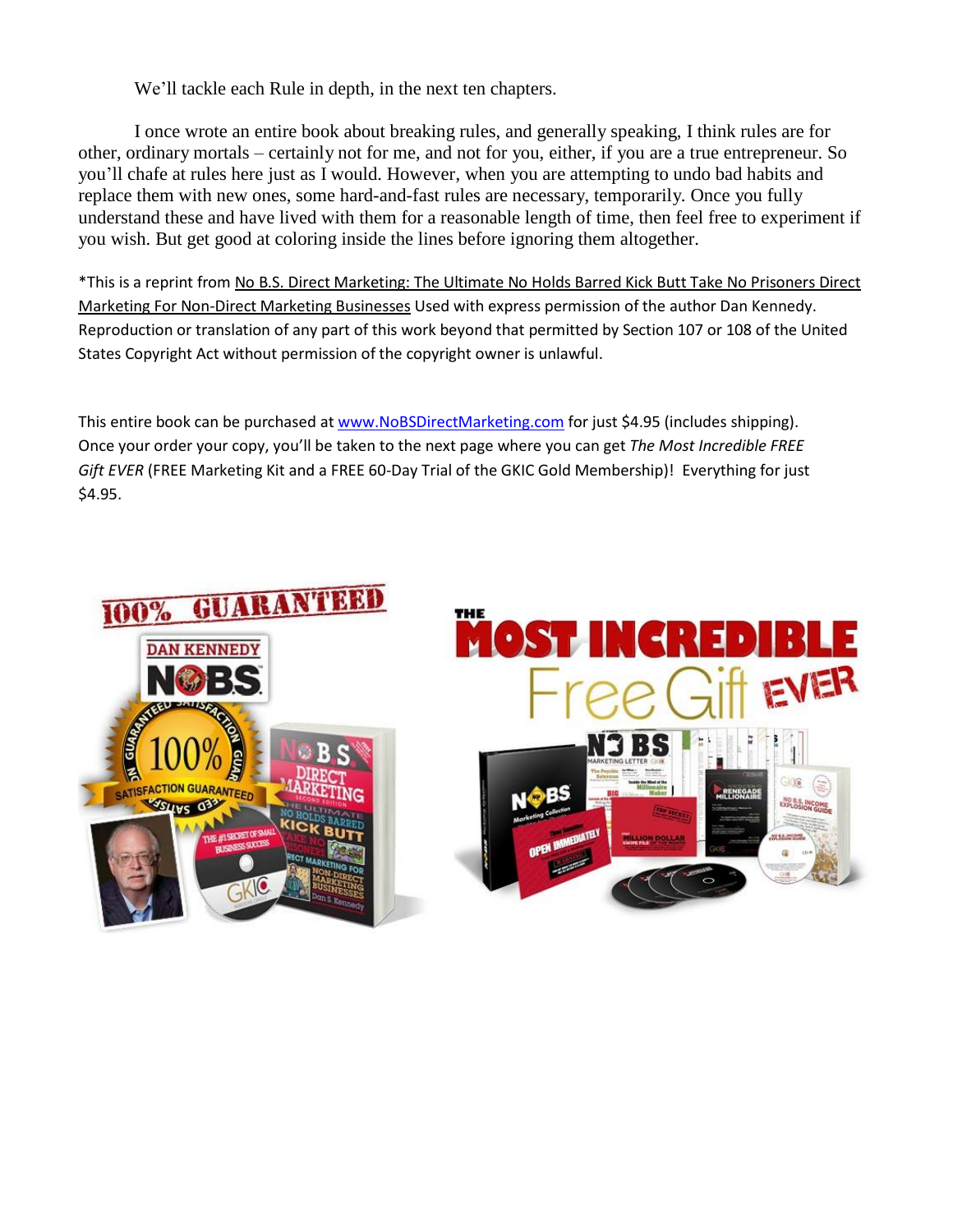We'll tackle each Rule in depth, in the next ten chapters.

I once wrote an entire book about breaking rules, and generally speaking, I think rules are for other, ordinary mortals – certainly not for me, and not for you, either, if you are a true entrepreneur. So you'll chafe at rules here just as I would. However, when you are attempting to undo bad habits and replace them with new ones, some hard-and-fast rules are necessary, temporarily. Once you fully understand these and have lived with them for a reasonable length of time, then feel free to experiment if you wish. But get good at coloring inside the lines before ignoring them altogether.

*This is a reprint from No B.S. Direct Marketing: The Ultimate No Holds Barred Kick Butt Take No Prisoners Direct Marketing For Non-Direct Marketing Businesses Used with express permission of the author Dan Kennedy. Reproduction or translation of any part of this work beyond that permitted by Section 107 or 108 of the United States Copyright Act without permission of the copyright owner is unlawful.

This entire book can be purchased at www.NoBSDirectMarketing.com for just $4.95 (includes shipping). Once your order your copy, you'll be taken to the next page where you can get *The Most Incredible FREE Gift EVER* (FREE Marketing Kit and a FREE 60-Day Trial of the GKIC Gold Membership)! Everything for just $4.95.